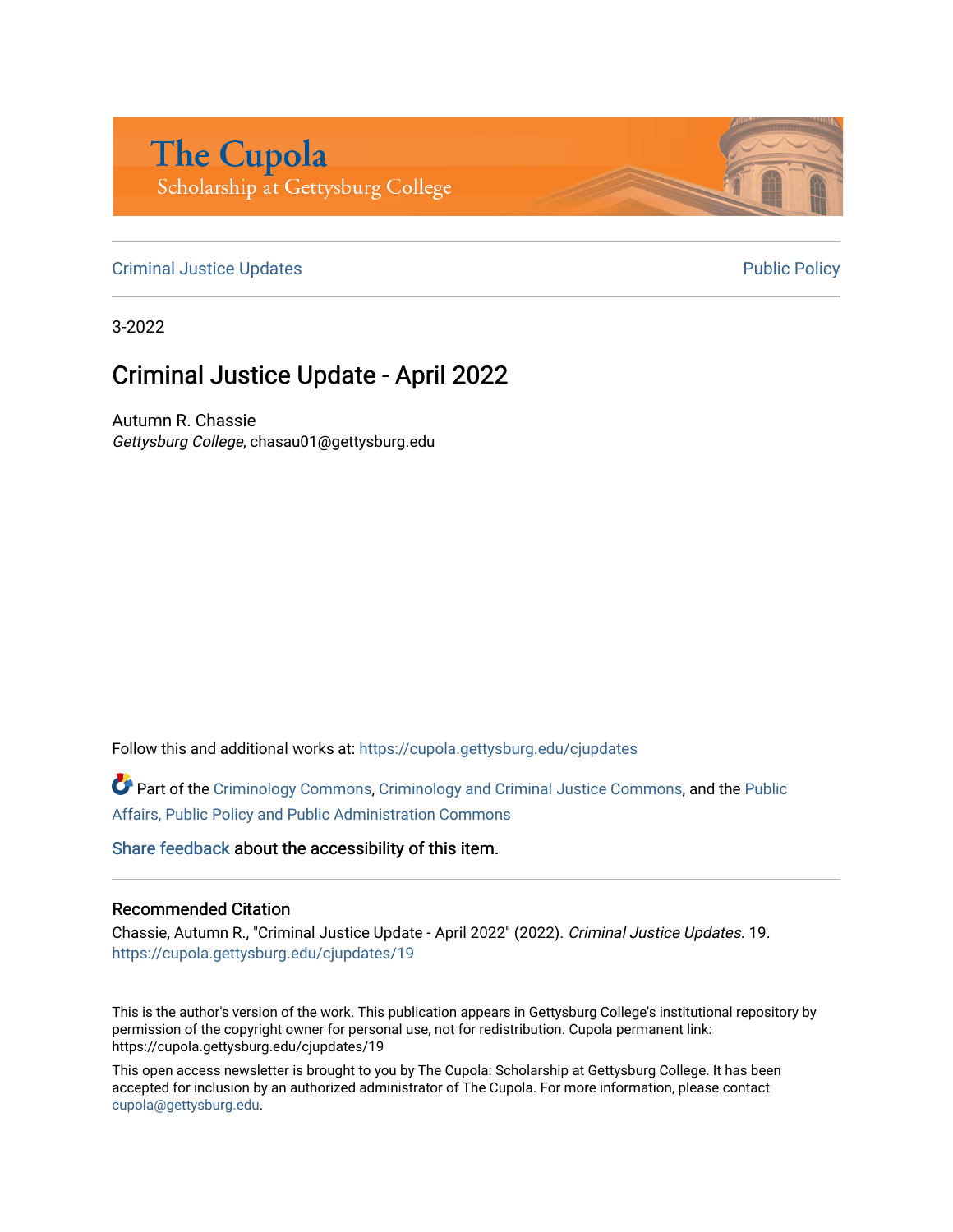The Cupola
Scholarship at Gettysburg College

Criminal Justice Updates | Public Policy

3-2022

# Criminal Justice Update - April 2022

Autumn R. Chassie
*Gettysburg College*, chasau01@gettysburg.edu

Follow this and additional works at: https://cupola.gettysburg.edu/cjupdates

Part of the Criminology Commons, Criminology and Criminal Justice Commons, and the Public Affairs, Public Policy and Public Administration Commons

Share feedback about the accessibility of this item.

## Recommended Citation

Chassie, Autumn R., "Criminal Justice Update - April 2022" (2022). *Criminal Justice Updates*. 19.
https://cupola.gettysburg.edu/cjupdates/19

This is the author's version of the work. This publication appears in Gettysburg College's institutional repository by permission of the copyright owner for personal use, not for redistribution. Cupola permanent link: https://cupola.gettysburg.edu/cjupdates/19

This open access newsletter is brought to you by The Cupola: Scholarship at Gettysburg College. It has been accepted for inclusion by an authorized administrator of The Cupola. For more information, please contact cupola@gettysburg.edu.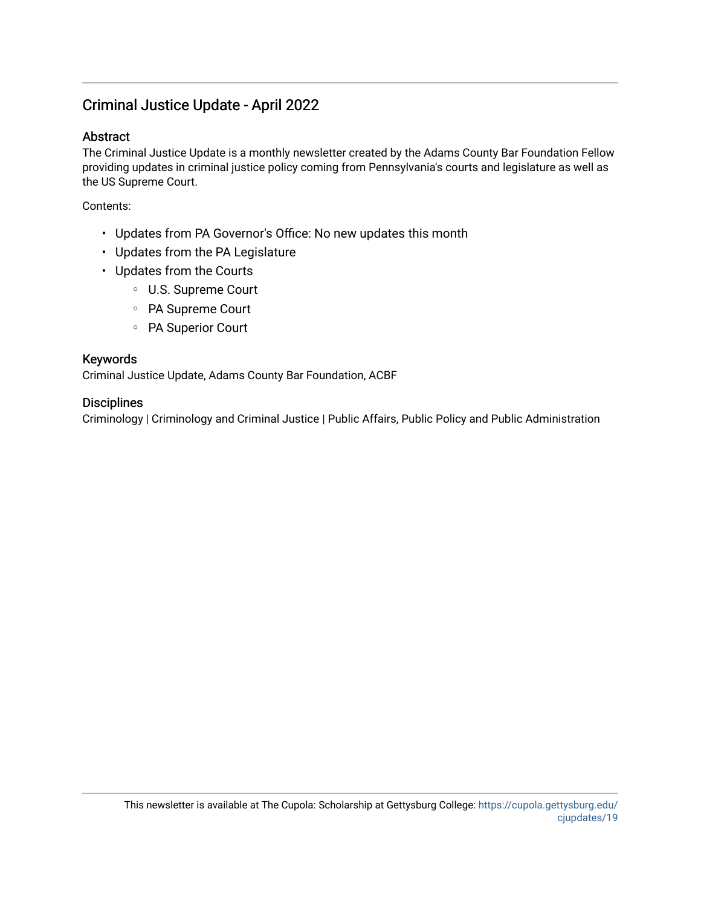## Criminal Justice Update - April 2022

### Abstract

The Criminal Justice Update is a monthly newsletter created by the Adams County Bar Foundation Fellow providing updates in criminal justice policy coming from Pennsylvania's courts and legislature as well as the US Supreme Court.

Contents:

- Updates from PA Governor's Office: No new updates this month
- Updates from the PA Legislature
- Updates from the Courts
  - U.S. Supreme Court
  - PA Supreme Court
  - PA Superior Court

### Keywords

Criminal Justice Update, Adams County Bar Foundation, ACBF

### Disciplines

Criminology | Criminology and Criminal Justice | Public Affairs, Public Policy and Public Administration

This newsletter is available at The Cupola: Scholarship at Gettysburg College: https://cupola.gettysburg.edu/cjupdates/19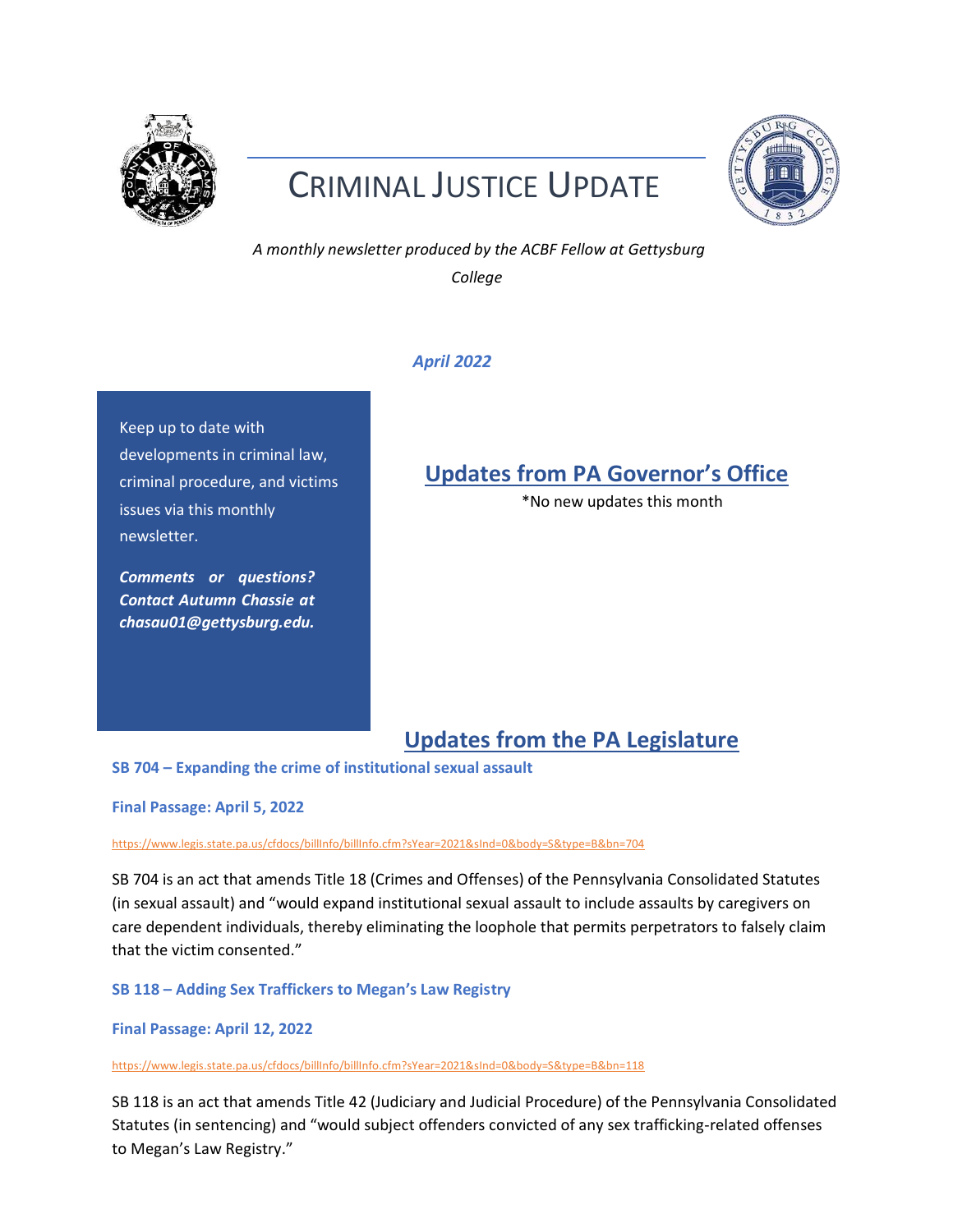# CRIMINAL JUSTICE UPDATE

*A monthly newsletter produced by the ACBF Fellow at Gettysburg College*

*April 2022*

Keep up to date with developments in criminal law, criminal procedure, and victims issues via this monthly newsletter.

***Comments or questions? Contact Autumn Chassie at chasau01@gettysburg.edu.***

## Updates from PA Governor's Office

*No new updates this month

## Updates from the PA Legislature

### SB 704 – Expanding the crime of institutional sexual assault

**Final Passage: April 5, 2022**

https://www.legis.state.pa.us/cfdocs/billInfo/billInfo.cfm?sYear=2021&sInd=0&body=S&type=B&bn=704

SB 704 is an act that amends Title 18 (Crimes and Offenses) of the Pennsylvania Consolidated Statutes (in sexual assault) and "would expand institutional sexual assault to include assaults by caregivers on care dependent individuals, thereby eliminating the loophole that permits perpetrators to falsely claim that the victim consented."

### SB 118 – Adding Sex Traffickers to Megan's Law Registry

**Final Passage: April 12, 2022**

https://www.legis.state.pa.us/cfdocs/billInfo/billInfo.cfm?sYear=2021&sInd=0&body=S&type=B&bn=118

SB 118 is an act that amends Title 42 (Judiciary and Judicial Procedure) of the Pennsylvania Consolidated Statutes (in sentencing) and "would subject offenders convicted of any sex trafficking-related offenses to Megan's Law Registry."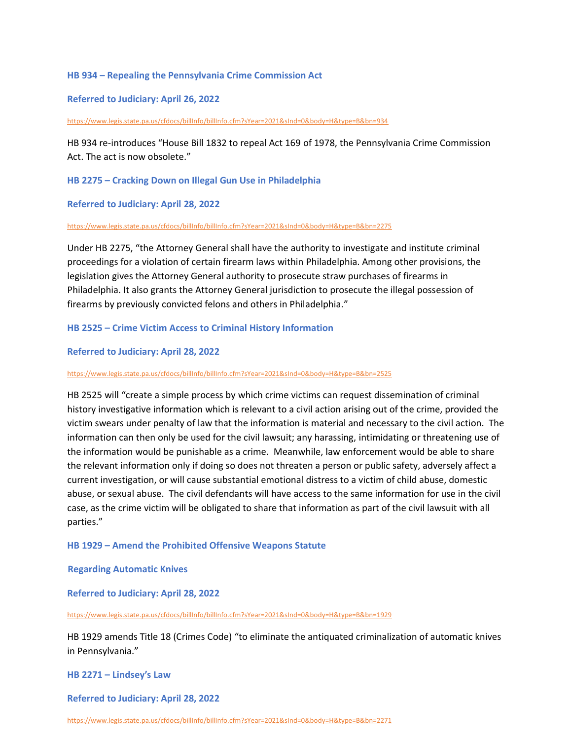### HB 934 – Repealing the Pennsylvania Crime Commission Act

### Referred to Judiciary: April 26, 2022

https://www.legis.state.pa.us/cfdocs/billInfo/billInfo.cfm?sYear=2021&sInd=0&body=H&type=B&bn=934

HB 934 re-introduces "House Bill 1832 to repeal Act 169 of 1978, the Pennsylvania Crime Commission Act. The act is now obsolete."

### HB 2275 – Cracking Down on Illegal Gun Use in Philadelphia

### Referred to Judiciary: April 28, 2022

https://www.legis.state.pa.us/cfdocs/billInfo/billInfo.cfm?sYear=2021&sInd=0&body=H&type=B&bn=2275

Under HB 2275, "the Attorney General shall have the authority to investigate and institute criminal proceedings for a violation of certain firearm laws within Philadelphia. Among other provisions, the legislation gives the Attorney General authority to prosecute straw purchases of firearms in Philadelphia. It also grants the Attorney General jurisdiction to prosecute the illegal possession of firearms by previously convicted felons and others in Philadelphia."

### HB 2525 – Crime Victim Access to Criminal History Information

### Referred to Judiciary: April 28, 2022

https://www.legis.state.pa.us/cfdocs/billInfo/billInfo.cfm?sYear=2021&sInd=0&body=H&type=B&bn=2525

HB 2525 will "create a simple process by which crime victims can request dissemination of criminal history investigative information which is relevant to a civil action arising out of the crime, provided the victim swears under penalty of law that the information is material and necessary to the civil action. The information can then only be used for the civil lawsuit; any harassing, intimidating or threatening use of the information would be punishable as a crime. Meanwhile, law enforcement would be able to share the relevant information only if doing so does not threaten a person or public safety, adversely affect a current investigation, or will cause substantial emotional distress to a victim of child abuse, domestic abuse, or sexual abuse. The civil defendants will have access to the same information for use in the civil case, as the crime victim will be obligated to share that information as part of the civil lawsuit with all parties."

### HB 1929 – Amend the Prohibited Offensive Weapons Statute

### Regarding Automatic Knives

### Referred to Judiciary: April 28, 2022

https://www.legis.state.pa.us/cfdocs/billInfo/billInfo.cfm?sYear=2021&sInd=0&body=H&type=B&bn=1929

HB 1929 amends Title 18 (Crimes Code) "to eliminate the antiquated criminalization of automatic knives in Pennsylvania."

### HB 2271 – Lindsey's Law

### Referred to Judiciary: April 28, 2022

https://www.legis.state.pa.us/cfdocs/billInfo/billInfo.cfm?sYear=2021&sInd=0&body=H&type=B&bn=2271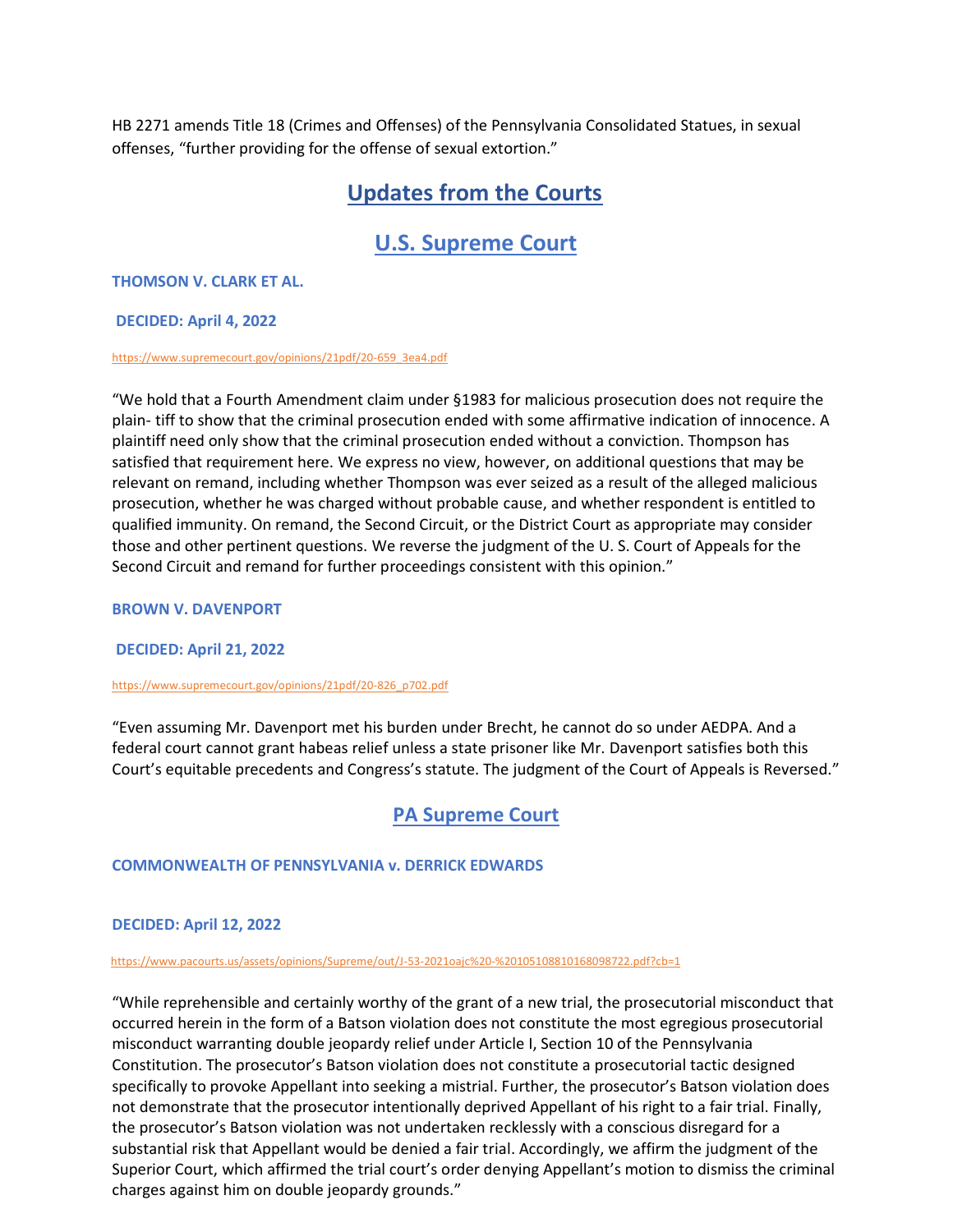HB 2271 amends Title 18 (Crimes and Offenses) of the Pennsylvania Consolidated Statues, in sexual offenses, "further providing for the offense of sexual extortion."

# Updates from the Courts

## U.S. Supreme Court

### THOMSON V. CLARK ET AL.

**DECIDED: April 4, 2022**

https://www.supremecourt.gov/opinions/21pdf/20-659_3ea4.pdf

"We hold that a Fourth Amendment claim under §1983 for malicious prosecution does not require the plain- tiff to show that the criminal prosecution ended with some affirmative indication of innocence. A plaintiff need only show that the criminal prosecution ended without a conviction. Thompson has satisfied that requirement here. We express no view, however, on additional questions that may be relevant on remand, including whether Thompson was ever seized as a result of the alleged malicious prosecution, whether he was charged without probable cause, and whether respondent is entitled to qualified immunity. On remand, the Second Circuit, or the District Court as appropriate may consider those and other pertinent questions. We reverse the judgment of the U. S. Court of Appeals for the Second Circuit and remand for further proceedings consistent with this opinion."

### BROWN V. DAVENPORT

**DECIDED: April 21, 2022**

https://www.supremecourt.gov/opinions/21pdf/20-826_p702.pdf

"Even assuming Mr. Davenport met his burden under Brecht, he cannot do so under AEDPA. And a federal court cannot grant habeas relief unless a state prisoner like Mr. Davenport satisfies both this Court's equitable precedents and Congress's statute. The judgment of the Court of Appeals is Reversed."

## PA Supreme Court

### COMMONWEALTH OF PENNSYLVANIA v. DERRICK EDWARDS

**DECIDED: April 12, 2022**

https://www.pacourts.us/assets/opinions/Supreme/out/J-53-2021oajc%20-%20105108810168098722.pdf?cb=1

"While reprehensible and certainly worthy of the grant of a new trial, the prosecutorial misconduct that occurred herein in the form of a Batson violation does not constitute the most egregious prosecutorial misconduct warranting double jeopardy relief under Article I, Section 10 of the Pennsylvania Constitution. The prosecutor's Batson violation does not constitute a prosecutorial tactic designed specifically to provoke Appellant into seeking a mistrial. Further, the prosecutor's Batson violation does not demonstrate that the prosecutor intentionally deprived Appellant of his right to a fair trial. Finally, the prosecutor's Batson violation was not undertaken recklessly with a conscious disregard for a substantial risk that Appellant would be denied a fair trial. Accordingly, we affirm the judgment of the Superior Court, which affirmed the trial court's order denying Appellant's motion to dismiss the criminal charges against him on double jeopardy grounds."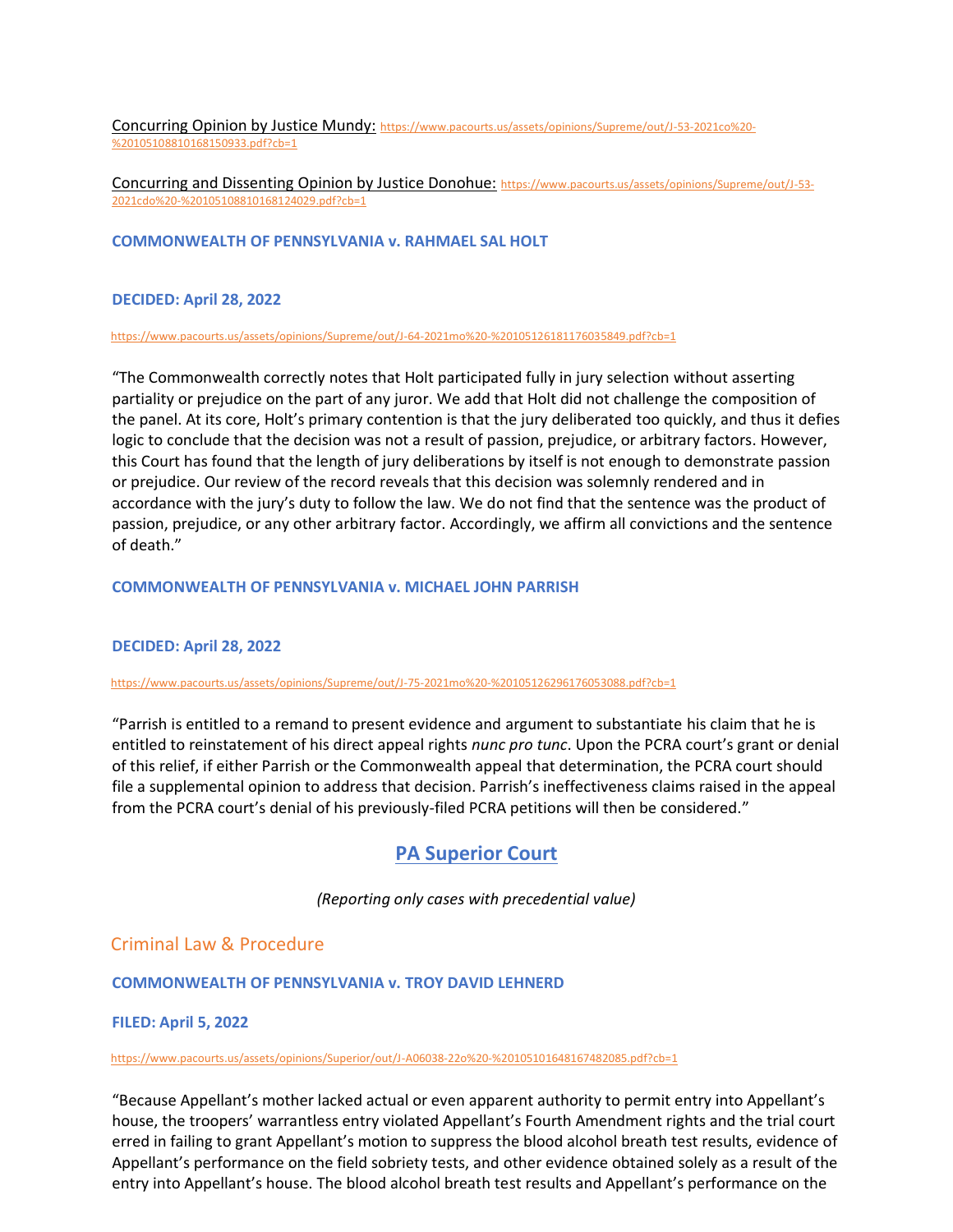Concurring Opinion by Justice Mundy: https://www.pacourts.us/assets/opinions/Supreme/out/J-53-2021co%20-%20105108810168150933.pdf?cb=1

Concurring and Dissenting Opinion by Justice Donohue: https://www.pacourts.us/assets/opinions/Supreme/out/J-53-2021cdo%20-%20105108810168124029.pdf?cb=1

### COMMONWEALTH OF PENNSYLVANIA v. RAHMAEL SAL HOLT

**DECIDED: April 28, 2022**

https://www.pacourts.us/assets/opinions/Supreme/out/J-64-2021mo%20-%20105126181176035849.pdf?cb=1

"The Commonwealth correctly notes that Holt participated fully in jury selection without asserting partiality or prejudice on the part of any juror. We add that Holt did not challenge the composition of the panel. At its core, Holt's primary contention is that the jury deliberated too quickly, and thus it defies logic to conclude that the decision was not a result of passion, prejudice, or arbitrary factors. However, this Court has found that the length of jury deliberations by itself is not enough to demonstrate passion or prejudice. Our review of the record reveals that this decision was solemnly rendered and in accordance with the jury's duty to follow the law. We do not find that the sentence was the product of passion, prejudice, or any other arbitrary factor. Accordingly, we affirm all convictions and the sentence of death."

### COMMONWEALTH OF PENNSYLVANIA v. MICHAEL JOHN PARRISH

**DECIDED: April 28, 2022**

https://www.pacourts.us/assets/opinions/Supreme/out/J-75-2021mo%20-%20105126296176053088.pdf?cb=1

"Parrish is entitled to a remand to present evidence and argument to substantiate his claim that he is entitled to reinstatement of his direct appeal rights *nunc pro tunc*. Upon the PCRA court's grant or denial of this relief, if either Parrish or the Commonwealth appeal that determination, the PCRA court should file a supplemental opinion to address that decision. Parrish's ineffectiveness claims raised in the appeal from the PCRA court's denial of his previously-filed PCRA petitions will then be considered."

## PA Superior Court

*(Reporting only cases with precedential value)*

## Criminal Law & Procedure

### COMMONWEALTH OF PENNSYLVANIA v. TROY DAVID LEHNERD

**FILED: April 5, 2022**

https://www.pacourts.us/assets/opinions/Superior/out/J-A06038-22o%20-%20105101648167482085.pdf?cb=1

"Because Appellant's mother lacked actual or even apparent authority to permit entry into Appellant's house, the troopers' warrantless entry violated Appellant's Fourth Amendment rights and the trial court erred in failing to grant Appellant's motion to suppress the blood alcohol breath test results, evidence of Appellant's performance on the field sobriety tests, and other evidence obtained solely as a result of the entry into Appellant's house. The blood alcohol breath test results and Appellant's performance on the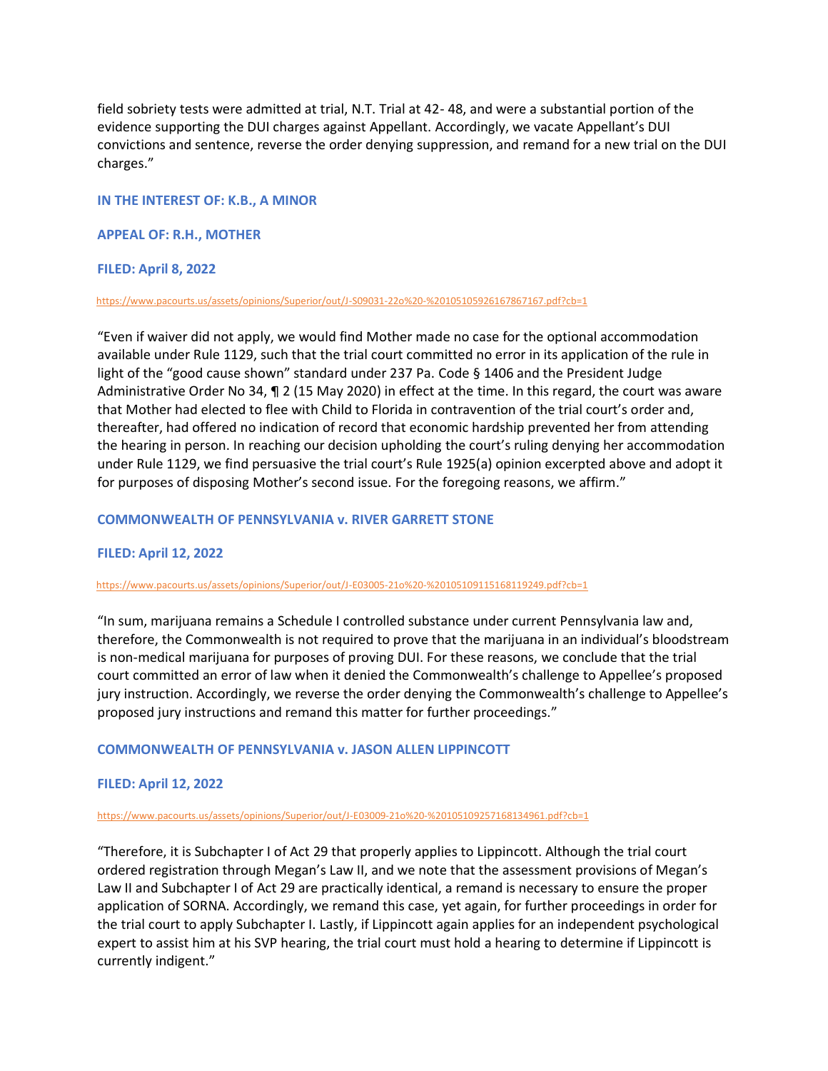field sobriety tests were admitted at trial, N.T. Trial at 42- 48, and were a substantial portion of the evidence supporting the DUI charges against Appellant. Accordingly, we vacate Appellant's DUI convictions and sentence, reverse the order denying suppression, and remand for a new trial on the DUI charges."

**IN THE INTEREST OF: K.B., A MINOR**

**APPEAL OF: R.H., MOTHER**

**FILED: April 8, 2022**

https://www.pacourts.us/assets/opinions/Superior/out/J-S09031-22o%20-%20105105926167867167.pdf?cb=1

"Even if waiver did not apply, we would find Mother made no case for the optional accommodation available under Rule 1129, such that the trial court committed no error in its application of the rule in light of the "good cause shown" standard under 237 Pa. Code § 1406 and the President Judge Administrative Order No 34, ¶ 2 (15 May 2020) in effect at the time. In this regard, the court was aware that Mother had elected to flee with Child to Florida in contravention of the trial court's order and, thereafter, had offered no indication of record that economic hardship prevented her from attending the hearing in person. In reaching our decision upholding the court's ruling denying her accommodation under Rule 1129, we find persuasive the trial court's Rule 1925(a) opinion excerpted above and adopt it for purposes of disposing Mother's second issue. For the foregoing reasons, we affirm."

**COMMONWEALTH OF PENNSYLVANIA v. RIVER GARRETT STONE**

**FILED: April 12, 2022**

https://www.pacourts.us/assets/opinions/Superior/out/J-E03005-21o%20-%20105109115168119249.pdf?cb=1

"In sum, marijuana remains a Schedule I controlled substance under current Pennsylvania law and, therefore, the Commonwealth is not required to prove that the marijuana in an individual's bloodstream is non-medical marijuana for purposes of proving DUI. For these reasons, we conclude that the trial court committed an error of law when it denied the Commonwealth's challenge to Appellee's proposed jury instruction. Accordingly, we reverse the order denying the Commonwealth's challenge to Appellee's proposed jury instructions and remand this matter for further proceedings."

**COMMONWEALTH OF PENNSYLVANIA v. JASON ALLEN LIPPINCOTT**

**FILED: April 12, 2022**

https://www.pacourts.us/assets/opinions/Superior/out/J-E03009-21o%20-%20105109257168134961.pdf?cb=1

"Therefore, it is Subchapter I of Act 29 that properly applies to Lippincott. Although the trial court ordered registration through Megan's Law II, and we note that the assessment provisions of Megan's Law II and Subchapter I of Act 29 are practically identical, a remand is necessary to ensure the proper application of SORNA. Accordingly, we remand this case, yet again, for further proceedings in order for the trial court to apply Subchapter I. Lastly, if Lippincott again applies for an independent psychological expert to assist him at his SVP hearing, the trial court must hold a hearing to determine if Lippincott is currently indigent."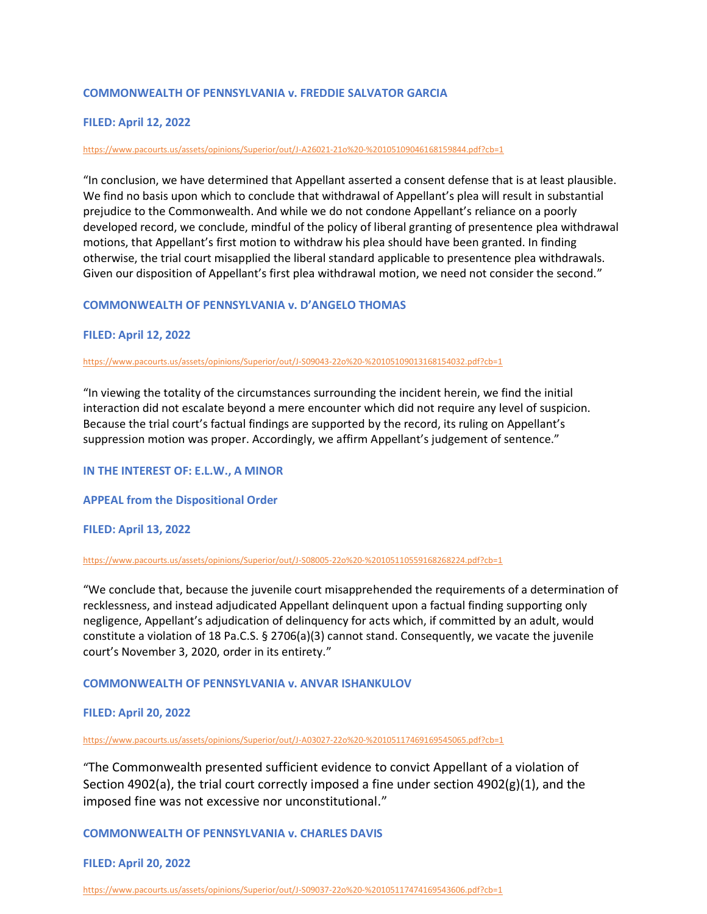### COMMONWEALTH OF PENNSYLVANIA v. FREDDIE SALVATOR GARCIA

### FILED: April 12, 2022

https://www.pacourts.us/assets/opinions/Superior/out/J-A26021-21o%20-%20105109046168159844.pdf?cb=1

"In conclusion, we have determined that Appellant asserted a consent defense that is at least plausible. We find no basis upon which to conclude that withdrawal of Appellant's plea will result in substantial prejudice to the Commonwealth. And while we do not condone Appellant's reliance on a poorly developed record, we conclude, mindful of the policy of liberal granting of presentence plea withdrawal motions, that Appellant's first motion to withdraw his plea should have been granted. In finding otherwise, the trial court misapplied the liberal standard applicable to presentence plea withdrawals. Given our disposition of Appellant's first plea withdrawal motion, we need not consider the second."

### COMMONWEALTH OF PENNSYLVANIA v. D'ANGELO THOMAS

### FILED: April 12, 2022

https://www.pacourts.us/assets/opinions/Superior/out/J-S09043-22o%20-%20105109013168154032.pdf?cb=1

"In viewing the totality of the circumstances surrounding the incident herein, we find the initial interaction did not escalate beyond a mere encounter which did not require any level of suspicion. Because the trial court's factual findings are supported by the record, its ruling on Appellant's suppression motion was proper. Accordingly, we affirm Appellant's judgement of sentence."

### IN THE INTEREST OF: E.L.W., A MINOR

### APPEAL from the Dispositional Order

### FILED: April 13, 2022

https://www.pacourts.us/assets/opinions/Superior/out/J-S08005-22o%20-%20105110559168268224.pdf?cb=1

"We conclude that, because the juvenile court misapprehended the requirements of a determination of recklessness, and instead adjudicated Appellant delinquent upon a factual finding supporting only negligence, Appellant's adjudication of delinquency for acts which, if committed by an adult, would constitute a violation of 18 Pa.C.S. § 2706(a)(3) cannot stand. Consequently, we vacate the juvenile court's November 3, 2020, order in its entirety."

### COMMONWEALTH OF PENNSYLVANIA v. ANVAR ISHANKULOV

### FILED: April 20, 2022

https://www.pacourts.us/assets/opinions/Superior/out/J-A03027-22o%20-%20105117469169545065.pdf?cb=1

"The Commonwealth presented sufficient evidence to convict Appellant of a violation of Section 4902(a), the trial court correctly imposed a fine under section 4902(g)(1), and the imposed fine was not excessive nor unconstitutional."

### COMMONWEALTH OF PENNSYLVANIA v. CHARLES DAVIS

### FILED: April 20, 2022

https://www.pacourts.us/assets/opinions/Superior/out/J-S09037-22o%20-%20105117474169543606.pdf?cb=1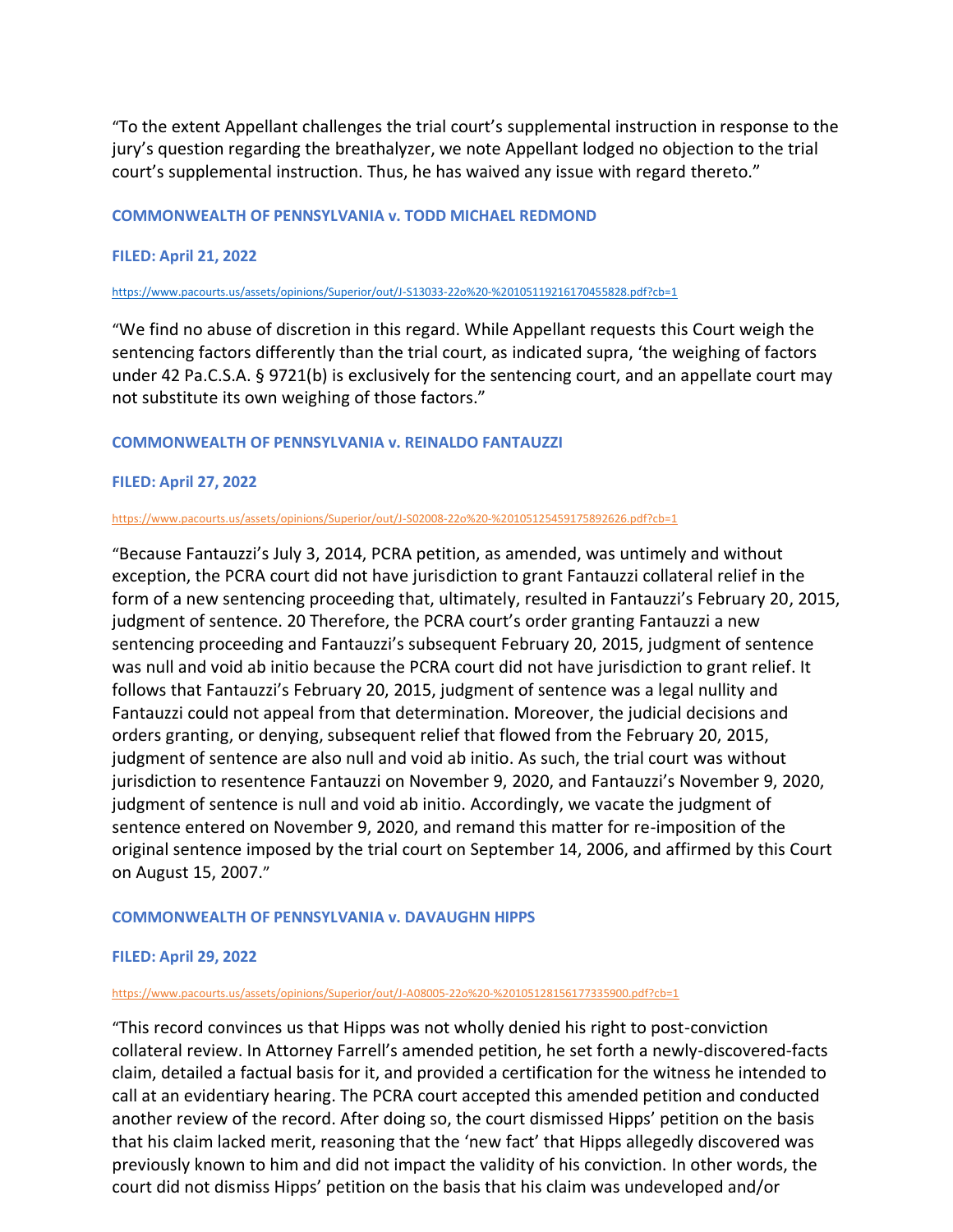"To the extent Appellant challenges the trial court's supplemental instruction in response to the jury's question regarding the breathalyzer, we note Appellant lodged no objection to the trial court's supplemental instruction. Thus, he has waived any issue with regard thereto."

**COMMONWEALTH OF PENNSYLVANIA v. TODD MICHAEL REDMOND**

**FILED: April 21, 2022**

https://www.pacourts.us/assets/opinions/Superior/out/J-S13033-22o%20-%20105119216170455828.pdf?cb=1

"We find no abuse of discretion in this regard. While Appellant requests this Court weigh the sentencing factors differently than the trial court, as indicated supra, 'the weighing of factors under 42 Pa.C.S.A. § 9721(b) is exclusively for the sentencing court, and an appellate court may not substitute its own weighing of those factors."

**COMMONWEALTH OF PENNSYLVANIA v. REINALDO FANTAUZZI**

**FILED: April 27, 2022**

https://www.pacourts.us/assets/opinions/Superior/out/J-S02008-22o%20-%20105125459175892626.pdf?cb=1

"Because Fantauzzi's July 3, 2014, PCRA petition, as amended, was untimely and without exception, the PCRA court did not have jurisdiction to grant Fantauzzi collateral relief in the form of a new sentencing proceeding that, ultimately, resulted in Fantauzzi's February 20, 2015, judgment of sentence. 20 Therefore, the PCRA court's order granting Fantauzzi a new sentencing proceeding and Fantauzzi's subsequent February 20, 2015, judgment of sentence was null and void ab initio because the PCRA court did not have jurisdiction to grant relief. It follows that Fantauzzi's February 20, 2015, judgment of sentence was a legal nullity and Fantauzzi could not appeal from that determination. Moreover, the judicial decisions and orders granting, or denying, subsequent relief that flowed from the February 20, 2015, judgment of sentence are also null and void ab initio. As such, the trial court was without jurisdiction to resentence Fantauzzi on November 9, 2020, and Fantauzzi's November 9, 2020, judgment of sentence is null and void ab initio. Accordingly, we vacate the judgment of sentence entered on November 9, 2020, and remand this matter for re-imposition of the original sentence imposed by the trial court on September 14, 2006, and affirmed by this Court on August 15, 2007."

**COMMONWEALTH OF PENNSYLVANIA v. DAVAUGHN HIPPS**

**FILED: April 29, 2022**

https://www.pacourts.us/assets/opinions/Superior/out/J-A08005-22o%20-%20105128156177335900.pdf?cb=1

"This record convinces us that Hipps was not wholly denied his right to post-conviction collateral review. In Attorney Farrell's amended petition, he set forth a newly-discovered-facts claim, detailed a factual basis for it, and provided a certification for the witness he intended to call at an evidentiary hearing. The PCRA court accepted this amended petition and conducted another review of the record. After doing so, the court dismissed Hipps' petition on the basis that his claim lacked merit, reasoning that the 'new fact' that Hipps allegedly discovered was previously known to him and did not impact the validity of his conviction. In other words, the court did not dismiss Hipps' petition on the basis that his claim was undeveloped and/or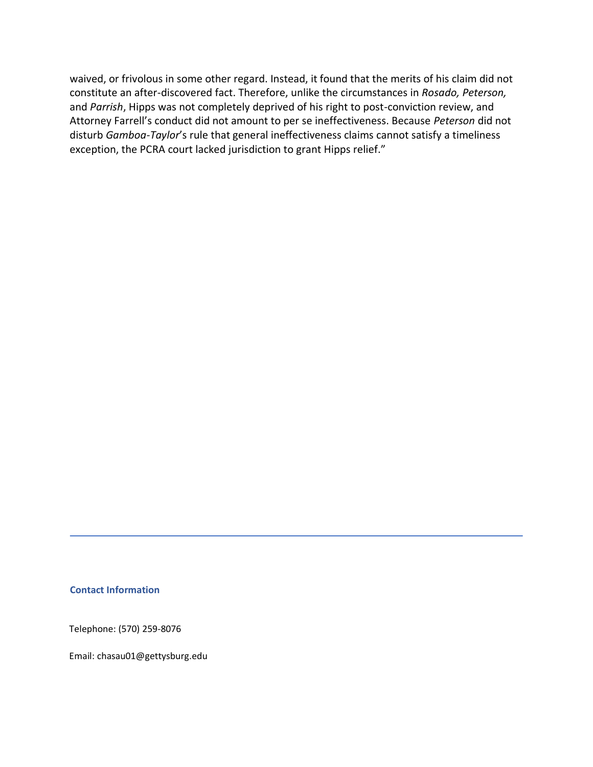waived, or frivolous in some other regard. Instead, it found that the merits of his claim did not constitute an after-discovered fact. Therefore, unlike the circumstances in *Rosado, Peterson,* and *Parrish*, Hipps was not completely deprived of his right to post-conviction review, and Attorney Farrell's conduct did not amount to per se ineffectiveness. Because *Peterson* did not disturb *Gamboa-Taylor*'s rule that general ineffectiveness claims cannot satisfy a timeliness exception, the PCRA court lacked jurisdiction to grant Hipps relief."

---

**Contact Information**

Telephone: (570) 259-8076

Email: chasau01@gettysburg.edu